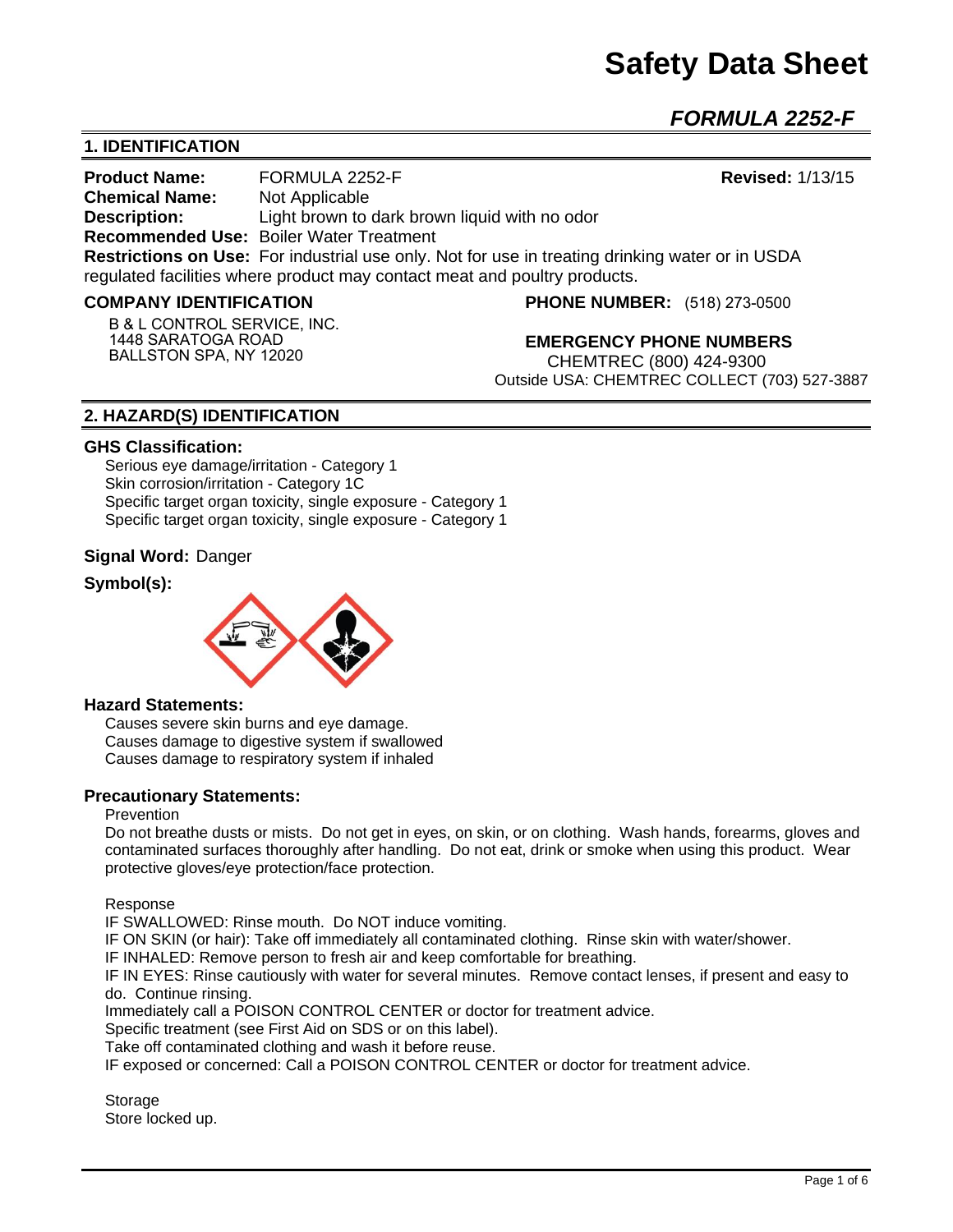# Safety Data Sheet

## *FORMULA 2252-F*

## 1. IDENTIFICATION

**Product Name:** FORMULA 2252-F **Revised:** 1/13/15
**Chemical Name:** Not Applicable
**Description:** Light brown to dark brown liquid with no odor
**Recommended Use:** Boiler Water Treatment
**Restrictions on Use:** For industrial use only. Not for use in treating drinking water or in USDA regulated facilities where product may contact meat and poultry products.

**COMPANY IDENTIFICATION**

B & L CONTROL SERVICE, INC.
1448 SARATOGA ROAD
BALLSTON SPA, NY 12020

**PHONE NUMBER:** (518) 273-0500

**EMERGENCY PHONE NUMBERS**

CHEMTREC (800) 424-9300
Outside USA: CHEMTREC COLLECT (703) 527-3887

## 2. HAZARD(S) IDENTIFICATION

**GHS Classification:**

Serious eye damage/irritation - Category 1
Skin corrosion/irritation - Category 1C
Specific target organ toxicity, single exposure - Category 1
Specific target organ toxicity, single exposure - Category 1

**Signal Word:** Danger

**Symbol(s):**

**Hazard Statements:**

Causes severe skin burns and eye damage.
Causes damage to digestive system if swallowed
Causes damage to respiratory system if inhaled

**Precautionary Statements:**

Prevention

Do not breathe dusts or mists. Do not get in eyes, on skin, or on clothing. Wash hands, forearms, gloves and contaminated surfaces thoroughly after handling. Do not eat, drink or smoke when using this product. Wear protective gloves/eye protection/face protection.

Response

IF SWALLOWED: Rinse mouth. Do NOT induce vomiting.
IF ON SKIN (or hair): Take off immediately all contaminated clothing. Rinse skin with water/shower.
IF INHALED: Remove person to fresh air and keep comfortable for breathing.
IF IN EYES: Rinse cautiously with water for several minutes. Remove contact lenses, if present and easy to do. Continue rinsing.
Immediately call a POISON CONTROL CENTER or doctor for treatment advice.
Specific treatment (see First Aid on SDS or on this label).
Take off contaminated clothing and wash it before reuse.
IF exposed or concerned: Call a POISON CONTROL CENTER or doctor for treatment advice.

Storage

Store locked up.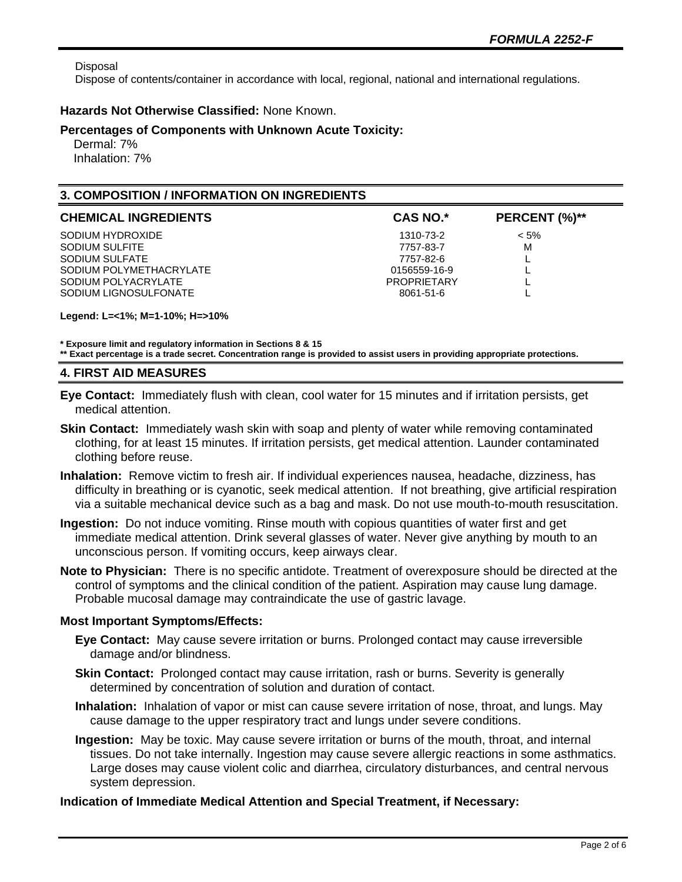Disposal

Dispose of contents/container in accordance with local, regional, national and international regulations.

**Hazards Not Otherwise Classified:** None Known.

**Percentages of Components with Unknown Acute Toxicity:**

Dermal: 7%
Inhalation: 7%

## 3. COMPOSITION / INFORMATION ON INGREDIENTS

| CHEMICAL INGREDIENTS | CAS NO.* | PERCENT (%)** |
|---|---|---|
| SODIUM HYDROXIDE | 1310-73-2 | < 5% |
| SODIUM SULFITE | 7757-83-7 | M |
| SODIUM SULFATE | 7757-82-6 | L |
| SODIUM POLYMETHACRYLATE | 0156559-16-9 | L |
| SODIUM POLYACRYLATE | PROPRIETARY | L |
| SODIUM LIGNOSULFONATE | 8061-51-6 | L |

**Legend: L=<1%; M=1-10%; H=>10%**

**\* Exposure limit and regulatory information in Sections 8 & 15**
**\*\* Exact percentage is a trade secret. Concentration range is provided to assist users in providing appropriate protections.**

## 4. FIRST AID MEASURES

**Eye Contact:** Immediately flush with clean, cool water for 15 minutes and if irritation persists, get medical attention.

**Skin Contact:** Immediately wash skin with soap and plenty of water while removing contaminated clothing, for at least 15 minutes. If irritation persists, get medical attention. Launder contaminated clothing before reuse.

**Inhalation:** Remove victim to fresh air. If individual experiences nausea, headache, dizziness, has difficulty in breathing or is cyanotic, seek medical attention. If not breathing, give artificial respiration via a suitable mechanical device such as a bag and mask. Do not use mouth-to-mouth resuscitation.

**Ingestion:** Do not induce vomiting. Rinse mouth with copious quantities of water first and get immediate medical attention. Drink several glasses of water. Never give anything by mouth to an unconscious person. If vomiting occurs, keep airways clear.

**Note to Physician:** There is no specific antidote. Treatment of overexposure should be directed at the control of symptoms and the clinical condition of the patient. Aspiration may cause lung damage. Probable mucosal damage may contraindicate the use of gastric lavage.

**Most Important Symptoms/Effects:**

**Eye Contact:** May cause severe irritation or burns. Prolonged contact may cause irreversible damage and/or blindness.

**Skin Contact:** Prolonged contact may cause irritation, rash or burns. Severity is generally determined by concentration of solution and duration of contact.

**Inhalation:** Inhalation of vapor or mist can cause severe irritation of nose, throat, and lungs. May cause damage to the upper respiratory tract and lungs under severe conditions.

**Ingestion:** May be toxic. May cause severe irritation or burns of the mouth, throat, and internal tissues. Do not take internally. Ingestion may cause severe allergic reactions in some asthmatics. Large doses may cause violent colic and diarrhea, circulatory disturbances, and central nervous system depression.

**Indication of Immediate Medical Attention and Special Treatment, if Necessary:**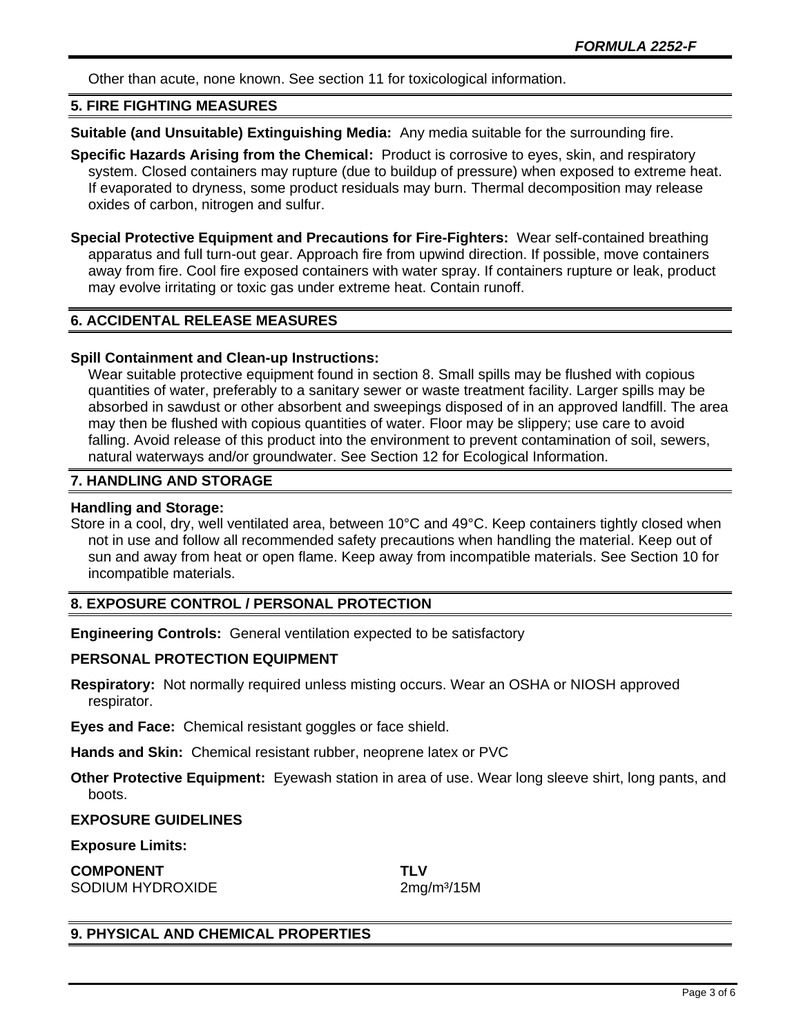Other than acute, none known. See section 11 for toxicological information.

## 5. FIRE FIGHTING MEASURES

**Suitable (and Unsuitable) Extinguishing Media:** Any media suitable for the surrounding fire.

**Specific Hazards Arising from the Chemical:** Product is corrosive to eyes, skin, and respiratory system. Closed containers may rupture (due to buildup of pressure) when exposed to extreme heat. If evaporated to dryness, some product residuals may burn. Thermal decomposition may release oxides of carbon, nitrogen and sulfur.

**Special Protective Equipment and Precautions for Fire-Fighters:** Wear self-contained breathing apparatus and full turn-out gear. Approach fire from upwind direction. If possible, move containers away from fire. Cool fire exposed containers with water spray. If containers rupture or leak, product may evolve irritating or toxic gas under extreme heat. Contain runoff.

## 6. ACCIDENTAL RELEASE MEASURES

**Spill Containment and Clean-up Instructions:**

Wear suitable protective equipment found in section 8. Small spills may be flushed with copious quantities of water, preferably to a sanitary sewer or waste treatment facility. Larger spills may be absorbed in sawdust or other absorbent and sweepings disposed of in an approved landfill. The area may then be flushed with copious quantities of water. Floor may be slippery; use care to avoid falling. Avoid release of this product into the environment to prevent contamination of soil, sewers, natural waterways and/or groundwater. See Section 12 for Ecological Information.

## 7. HANDLING AND STORAGE

**Handling and Storage:**

Store in a cool, dry, well ventilated area, between 10°C and 49°C. Keep containers tightly closed when not in use and follow all recommended safety precautions when handling the material. Keep out of sun and away from heat or open flame. Keep away from incompatible materials. See Section 10 for incompatible materials.

## 8. EXPOSURE CONTROL / PERSONAL PROTECTION

**Engineering Controls:** General ventilation expected to be satisfactory

### PERSONAL PROTECTION EQUIPMENT

**Respiratory:** Not normally required unless misting occurs. Wear an OSHA or NIOSH approved respirator.

**Eyes and Face:** Chemical resistant goggles or face shield.

**Hands and Skin:** Chemical resistant rubber, neoprene latex or PVC

**Other Protective Equipment:** Eyewash station in area of use. Wear long sleeve shirt, long pants, and boots.

### EXPOSURE GUIDELINES

**Exposure Limits:**

| COMPONENT | TLV |
|---|---|
| SODIUM HYDROXIDE | 2mg/m³/15M |

## 9. PHYSICAL AND CHEMICAL PROPERTIES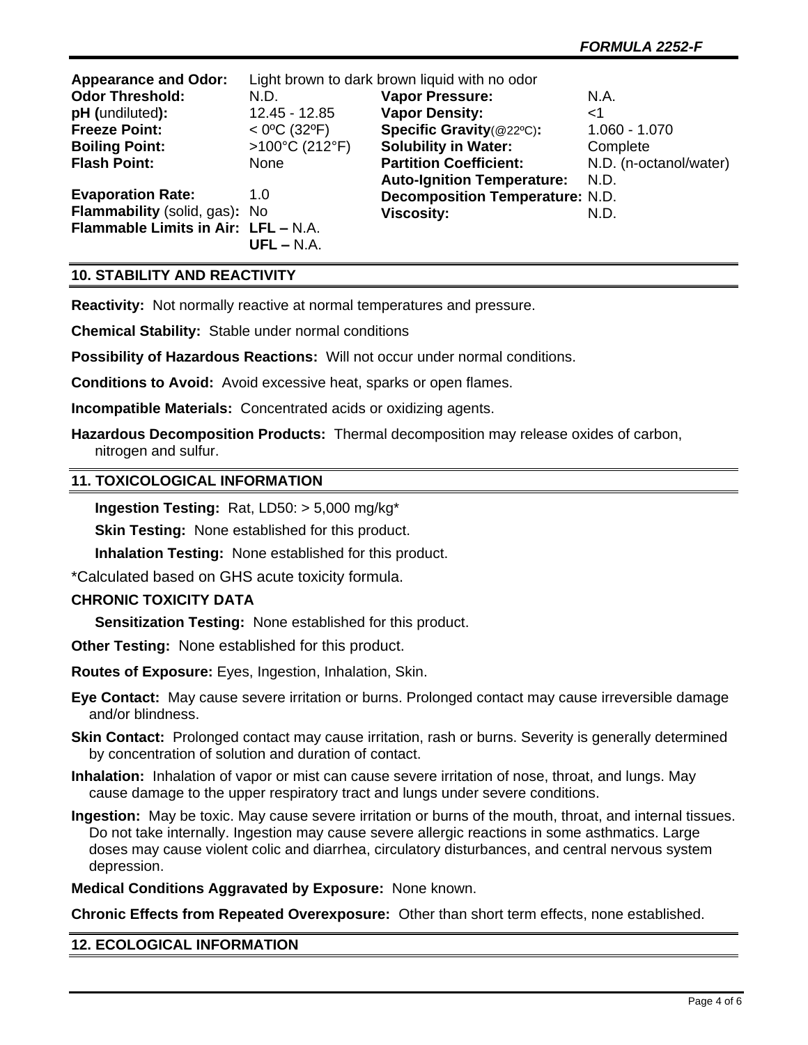| | | | |
|---|---|---|---|
| **Appearance and Odor:** | Light brown to dark brown liquid with no odor | | |
| **Odor Threshold:** | N.D. | **Vapor Pressure:** | N.A. |
| **pH (**undiluted**):** | 12.45 - 12.85 | **Vapor Density:** | <1 |
| **Freeze Point:** | < 0ºC (32ºF) | **Specific Gravity**(@22ºC)**:** | 1.060 - 1.070 |
| **Boiling Point:** | >100°C (212°F) | **Solubility in Water:** | Complete |
| **Flash Point:** | None | **Partition Coefficient:** | N.D. (n-octanol/water) |
| | | **Auto-Ignition Temperature:** | N.D. |
| **Evaporation Rate:** | 1.0 | **Decomposition Temperature:** | N.D. |
| **Flammability** (solid, gas)**:** | No | **Viscosity:** | N.D. |
| **Flammable Limits in Air:** | **LFL –** N.A. **UFL –** N.A. | | |

## 10. STABILITY AND REACTIVITY

**Reactivity:** Not normally reactive at normal temperatures and pressure.

**Chemical Stability:** Stable under normal conditions

**Possibility of Hazardous Reactions:** Will not occur under normal conditions.

**Conditions to Avoid:** Avoid excessive heat, sparks or open flames.

**Incompatible Materials:** Concentrated acids or oxidizing agents.

**Hazardous Decomposition Products:** Thermal decomposition may release oxides of carbon, nitrogen and sulfur.

## 11. TOXICOLOGICAL INFORMATION

**Ingestion Testing:** Rat, LD50: > 5,000 mg/kg*

**Skin Testing:** None established for this product.

**Inhalation Testing:** None established for this product.

*Calculated based on GHS acute toxicity formula.

**CHRONIC TOXICITY DATA**

**Sensitization Testing:** None established for this product.

**Other Testing:** None established for this product.

**Routes of Exposure:** Eyes, Ingestion, Inhalation, Skin.

**Eye Contact:** May cause severe irritation or burns. Prolonged contact may cause irreversible damage and/or blindness.

**Skin Contact:** Prolonged contact may cause irritation, rash or burns. Severity is generally determined by concentration of solution and duration of contact.

**Inhalation:** Inhalation of vapor or mist can cause severe irritation of nose, throat, and lungs. May cause damage to the upper respiratory tract and lungs under severe conditions.

**Ingestion:** May be toxic. May cause severe irritation or burns of the mouth, throat, and internal tissues. Do not take internally. Ingestion may cause severe allergic reactions in some asthmatics. Large doses may cause violent colic and diarrhea, circulatory disturbances, and central nervous system depression.

**Medical Conditions Aggravated by Exposure:** None known.

**Chronic Effects from Repeated Overexposure:** Other than short term effects, none established.

## 12. ECOLOGICAL INFORMATION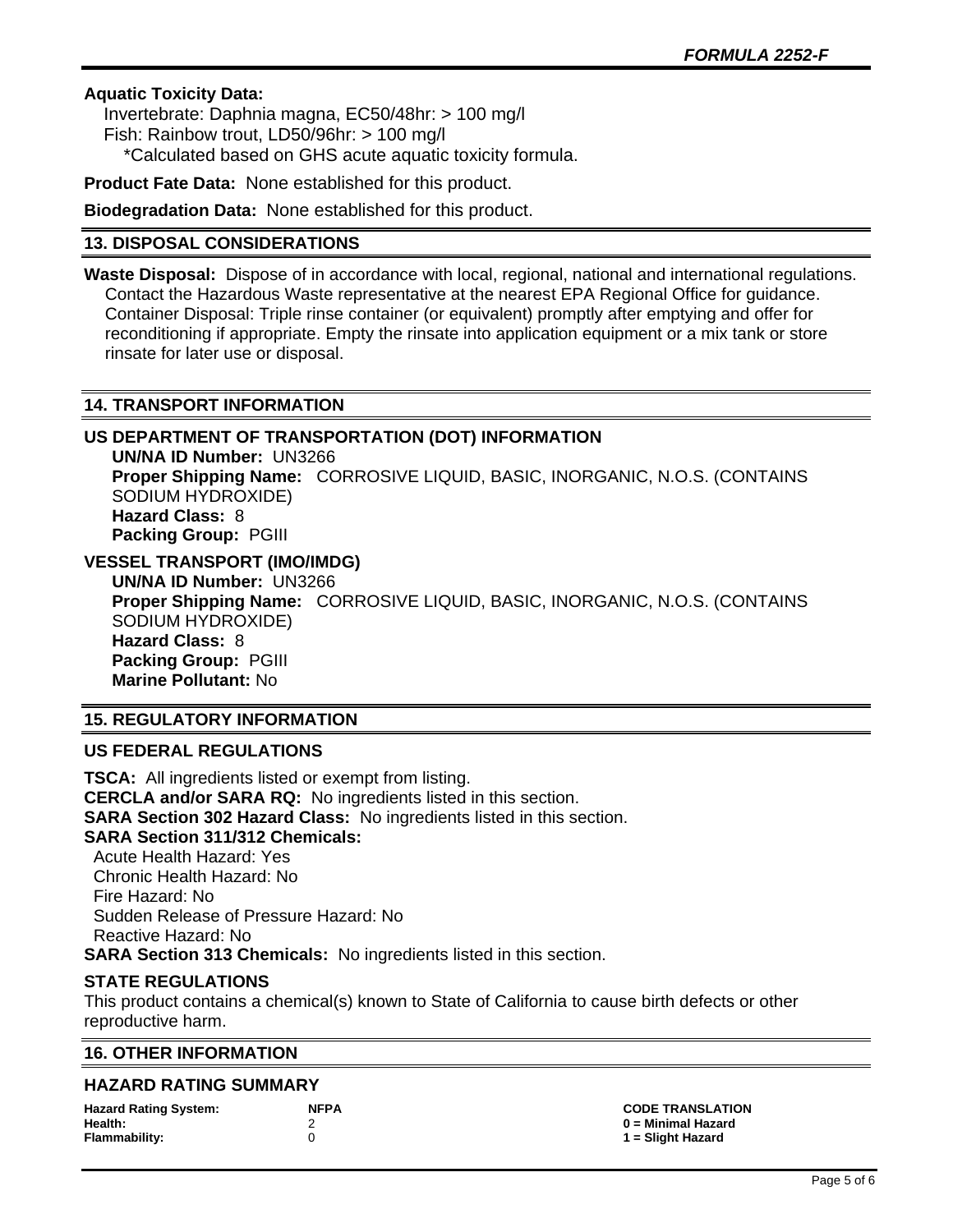**Aquatic Toxicity Data:**

Invertebrate: Daphnia magna, EC50/48hr: > 100 mg/l
Fish: Rainbow trout, LD50/96hr: > 100 mg/l
*Calculated based on GHS acute aquatic toxicity formula.

**Product Fate Data:** None established for this product.

**Biodegradation Data:** None established for this product.

## 13. DISPOSAL CONSIDERATIONS

**Waste Disposal:** Dispose of in accordance with local, regional, national and international regulations. Contact the Hazardous Waste representative at the nearest EPA Regional Office for guidance. Container Disposal: Triple rinse container (or equivalent) promptly after emptying and offer for reconditioning if appropriate. Empty the rinsate into application equipment or a mix tank or store rinsate for later use or disposal.

## 14. TRANSPORT INFORMATION

### US DEPARTMENT OF TRANSPORTATION (DOT) INFORMATION

**UN/NA ID Number:** UN3266
**Proper Shipping Name:** CORROSIVE LIQUID, BASIC, INORGANIC, N.O.S. (CONTAINS SODIUM HYDROXIDE)
**Hazard Class:** 8
**Packing Group:** PGIII

### VESSEL TRANSPORT (IMO/IMDG)

**UN/NA ID Number:** UN3266
**Proper Shipping Name:** CORROSIVE LIQUID, BASIC, INORGANIC, N.O.S. (CONTAINS SODIUM HYDROXIDE)
**Hazard Class:** 8
**Packing Group:** PGIII
**Marine Pollutant:** No

## 15. REGULATORY INFORMATION

### US FEDERAL REGULATIONS

**TSCA:** All ingredients listed or exempt from listing.
**CERCLA and/or SARA RQ:** No ingredients listed in this section.
**SARA Section 302 Hazard Class:** No ingredients listed in this section.
**SARA Section 311/312 Chemicals:**
Acute Health Hazard: Yes
Chronic Health Hazard: No
Fire Hazard: No
Sudden Release of Pressure Hazard: No
Reactive Hazard: No
**SARA Section 313 Chemicals:** No ingredients listed in this section.

### STATE REGULATIONS

This product contains a chemical(s) known to State of California to cause birth defects or other reproductive harm.

## 16. OTHER INFORMATION

### HAZARD RATING SUMMARY

| Hazard Rating System: | NFPA | CODE TRANSLATION |
|---|---|---|
| Health: | 2 | 0 = Minimal Hazard |
| Flammability: | 0 | 1 = Slight Hazard |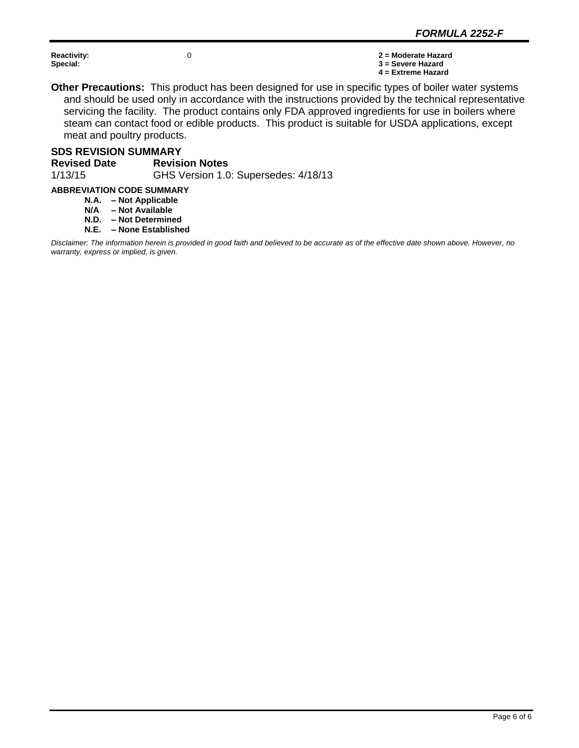| | | |
|---|---|---|
| **Reactivity:** | 0 | **2 = Moderate Hazard** |
| **Special:** | | **3 = Severe Hazard** |
| | | **4 = Extreme Hazard** |

**Other Precautions:** This product has been designed for use in specific types of boiler water systems and should be used only in accordance with the instructions provided by the technical representative servicing the facility. The product contains only FDA approved ingredients for use in boilers where steam can contact food or edible products. This product is suitable for USDA applications, except meat and poultry products.

## SDS REVISION SUMMARY

| **Revised Date** | **Revision Notes** |
|---|---|
| 1/13/15 | GHS Version 1.0: Supersedes: 4/18/13 |

**ABBREVIATION CODE SUMMARY**

- **N.A. – Not Applicable**
- **N/A – Not Available**
- **N.D. – Not Determined**
- **N.E. – None Established**

*Disclaimer: The information herein is provided in good faith and believed to be accurate as of the effective date shown above. However, no warranty, express or implied, is given.*